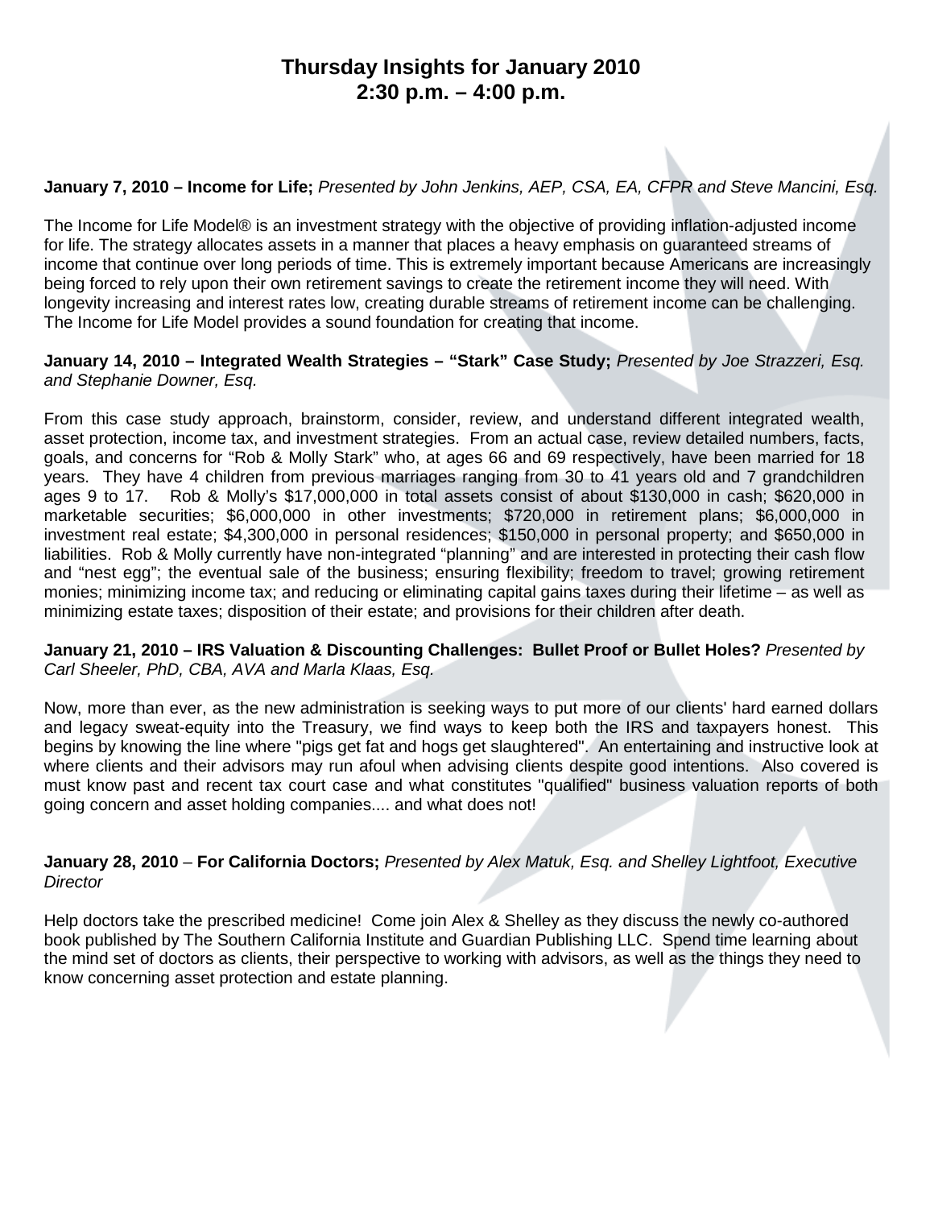# Thursday Insights for January 2010
## 2:30 p.m. – 4:00 p.m.

**January 7, 2010 – Income for Life;** *Presented by John Jenkins, AEP, CSA, EA, CFPR and Steve Mancini, Esq.*

The Income for Life Model® is an investment strategy with the objective of providing inflation-adjusted income for life. The strategy allocates assets in a manner that places a heavy emphasis on guaranteed streams of income that continue over long periods of time. This is extremely important because Americans are increasingly being forced to rely upon their own retirement savings to create the retirement income they will need. With longevity increasing and interest rates low, creating durable streams of retirement income can be challenging. The Income for Life Model provides a sound foundation for creating that income.

**January 14, 2010 – Integrated Wealth Strategies – "Stark" Case Study;** *Presented by Joe Strazzeri, Esq. and Stephanie Downer, Esq.*

From this case study approach, brainstorm, consider, review, and understand different integrated wealth, asset protection, income tax, and investment strategies. From an actual case, review detailed numbers, facts, goals, and concerns for "Rob & Molly Stark" who, at ages 66 and 69 respectively, have been married for 18 years. They have 4 children from previous marriages ranging from 30 to 41 years old and 7 grandchildren ages 9 to 17. Rob & Molly's $17,000,000 in total assets consist of about $130,000 in cash; $620,000 in marketable securities; $6,000,000 in other investments; $720,000 in retirement plans; $6,000,000 in investment real estate; $4,300,000 in personal residences; $150,000 in personal property; and $650,000 in liabilities. Rob & Molly currently have non-integrated "planning" and are interested in protecting their cash flow and "nest egg"; the eventual sale of the business; ensuring flexibility; freedom to travel; growing retirement monies; minimizing income tax; and reducing or eliminating capital gains taxes during their lifetime – as well as minimizing estate taxes; disposition of their estate; and provisions for their children after death.

**January 21, 2010 – IRS Valuation & Discounting Challenges: Bullet Proof or Bullet Holes?** *Presented by Carl Sheeler, PhD, CBA, AVA and Marla Klaas, Esq.*

Now, more than ever, as the new administration is seeking ways to put more of our clients' hard earned dollars and legacy sweat-equity into the Treasury, we find ways to keep both the IRS and taxpayers honest. This begins by knowing the line where "pigs get fat and hogs get slaughtered". An entertaining and instructive look at where clients and their advisors may run afoul when advising clients despite good intentions. Also covered is must know past and recent tax court case and what constitutes "qualified" business valuation reports of both going concern and asset holding companies.... and what does not!

**January 28, 2010 – For California Doctors;** *Presented by Alex Matuk, Esq. and Shelley Lightfoot, Executive Director*

Help doctors take the prescribed medicine! Come join Alex & Shelley as they discuss the newly co-authored book published by The Southern California Institute and Guardian Publishing LLC. Spend time learning about the mind set of doctors as clients, their perspective to working with advisors, as well as the things they need to know concerning asset protection and estate planning.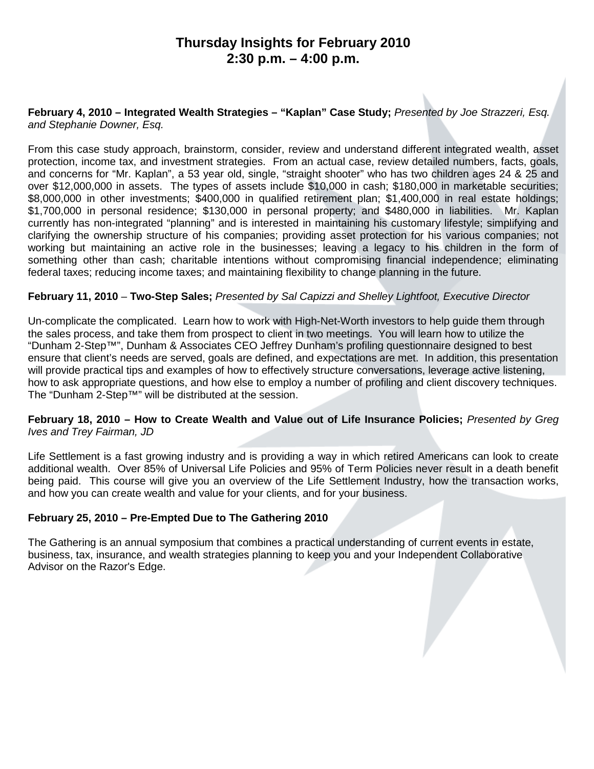# Thursday Insights for February 2010
# 2:30 p.m. – 4:00 p.m.

**February 4, 2010 – Integrated Wealth Strategies – "Kaplan" Case Study;** *Presented by Joe Strazzeri, Esq. and Stephanie Downer, Esq.*

From this case study approach, brainstorm, consider, review and understand different integrated wealth, asset protection, income tax, and investment strategies. From an actual case, review detailed numbers, facts, goals, and concerns for "Mr. Kaplan", a 53 year old, single, "straight shooter" who has two children ages 24 & 25 and over $12,000,000 in assets. The types of assets include $10,000 in cash; $180,000 in marketable securities; $8,000,000 in other investments; $400,000 in qualified retirement plan; $1,400,000 in real estate holdings; $1,700,000 in personal residence; $130,000 in personal property; and $480,000 in liabilities. Mr. Kaplan currently has non-integrated "planning" and is interested in maintaining his customary lifestyle; simplifying and clarifying the ownership structure of his companies; providing asset protection for his various companies; not working but maintaining an active role in the businesses; leaving a legacy to his children in the form of something other than cash; charitable intentions without compromising financial independence; eliminating federal taxes; reducing income taxes; and maintaining flexibility to change planning in the future.

**February 11, 2010 – Two-Step Sales;** *Presented by Sal Capizzi and Shelley Lightfoot, Executive Director*

Un-complicate the complicated. Learn how to work with High-Net-Worth investors to help guide them through the sales process, and take them from prospect to client in two meetings. You will learn how to utilize the "Dunham 2-Step™", Dunham & Associates CEO Jeffrey Dunham's profiling questionnaire designed to best ensure that client's needs are served, goals are defined, and expectations are met. In addition, this presentation will provide practical tips and examples of how to effectively structure conversations, leverage active listening, how to ask appropriate questions, and how else to employ a number of profiling and client discovery techniques. The "Dunham 2-Step™" will be distributed at the session.

**February 18, 2010 – How to Create Wealth and Value out of Life Insurance Policies;** *Presented by Greg Ives and Trey Fairman, JD*

Life Settlement is a fast growing industry and is providing a way in which retired Americans can look to create additional wealth. Over 85% of Universal Life Policies and 95% of Term Policies never result in a death benefit being paid. This course will give you an overview of the Life Settlement Industry, how the transaction works, and how you can create wealth and value for your clients, and for your business.

**February 25, 2010 – Pre-Empted Due to The Gathering 2010**

The Gathering is an annual symposium that combines a practical understanding of current events in estate, business, tax, insurance, and wealth strategies planning to keep you and your Independent Collaborative Advisor on the Razor's Edge.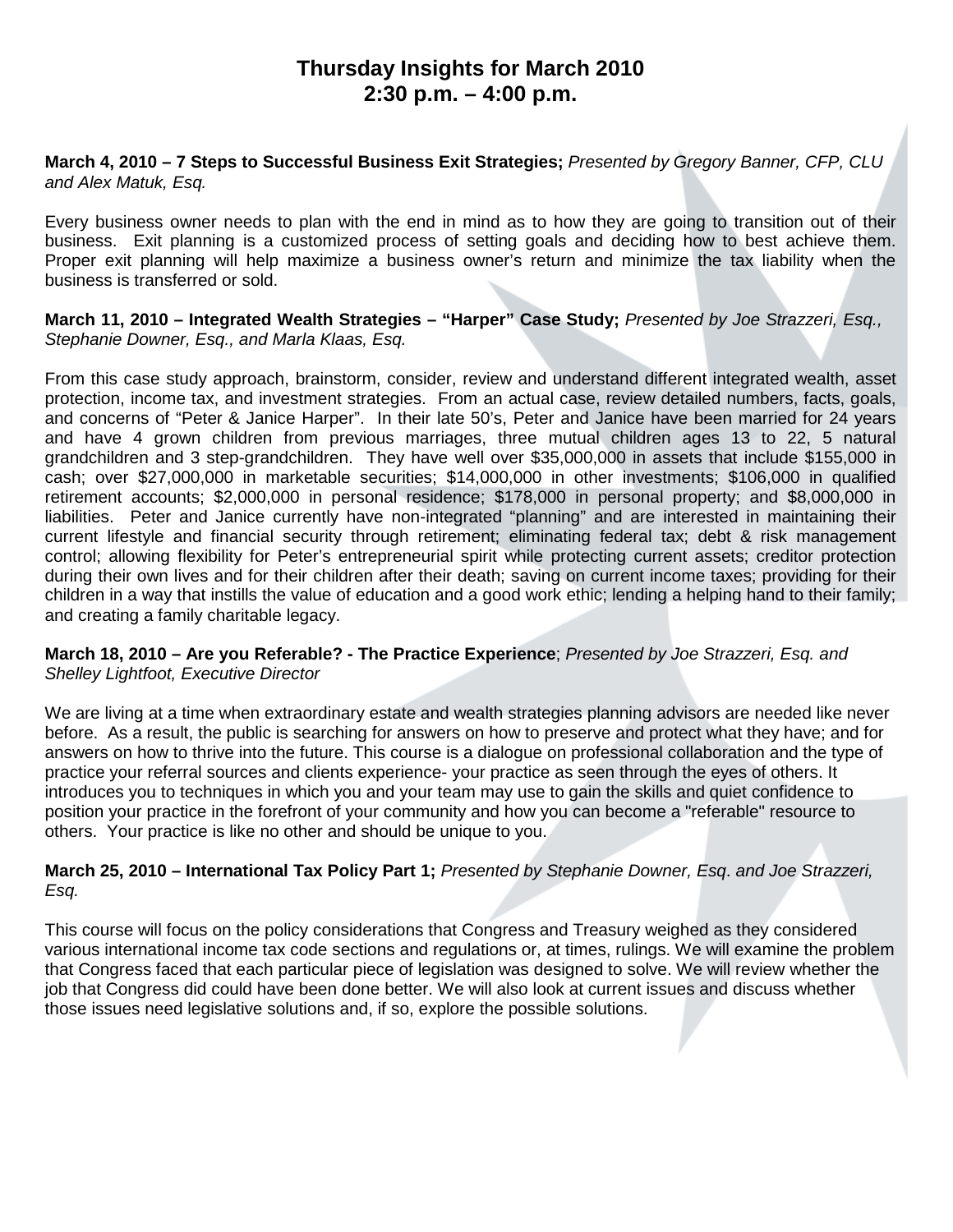# Thursday Insights for March 2010
## 2:30 p.m. – 4:00 p.m.

**March 4, 2010 – 7 Steps to Successful Business Exit Strategies;** *Presented by Gregory Banner, CFP, CLU and Alex Matuk, Esq.*

Every business owner needs to plan with the end in mind as to how they are going to transition out of their business. Exit planning is a customized process of setting goals and deciding how to best achieve them. Proper exit planning will help maximize a business owner's return and minimize the tax liability when the business is transferred or sold.

**March 11, 2010 – Integrated Wealth Strategies – "Harper" Case Study;** *Presented by Joe Strazzeri, Esq., Stephanie Downer, Esq., and Marla Klaas, Esq.*

From this case study approach, brainstorm, consider, review and understand different integrated wealth, asset protection, income tax, and investment strategies. From an actual case, review detailed numbers, facts, goals, and concerns of "Peter & Janice Harper". In their late 50's, Peter and Janice have been married for 24 years and have 4 grown children from previous marriages, three mutual children ages 13 to 22, 5 natural grandchildren and 3 step-grandchildren. They have well over $35,000,000 in assets that include $155,000 in cash; over $27,000,000 in marketable securities; $14,000,000 in other investments; $106,000 in qualified retirement accounts; $2,000,000 in personal residence; $178,000 in personal property; and $8,000,000 in liabilities. Peter and Janice currently have non-integrated "planning" and are interested in maintaining their current lifestyle and financial security through retirement; eliminating federal tax; debt & risk management control; allowing flexibility for Peter's entrepreneurial spirit while protecting current assets; creditor protection during their own lives and for their children after their death; saving on current income taxes; providing for their children in a way that instills the value of education and a good work ethic; lending a helping hand to their family; and creating a family charitable legacy.

**March 18, 2010 – Are you Referable? - The Practice Experience**; *Presented by Joe Strazzeri, Esq. and Shelley Lightfoot, Executive Director*

We are living at a time when extraordinary estate and wealth strategies planning advisors are needed like never before. As a result, the public is searching for answers on how to preserve and protect what they have; and for answers on how to thrive into the future. This course is a dialogue on professional collaboration and the type of practice your referral sources and clients experience- your practice as seen through the eyes of others. It introduces you to techniques in which you and your team may use to gain the skills and quiet confidence to position your practice in the forefront of your community and how you can become a "referable" resource to others. Your practice is like no other and should be unique to you.

**March 25, 2010 – International Tax Policy Part 1;** *Presented by Stephanie Downer, Esq. and Joe Strazzeri, Esq.*

This course will focus on the policy considerations that Congress and Treasury weighed as they considered various international income tax code sections and regulations or, at times, rulings. We will examine the problem that Congress faced that each particular piece of legislation was designed to solve. We will review whether the job that Congress did could have been done better. We will also look at current issues and discuss whether those issues need legislative solutions and, if so, explore the possible solutions.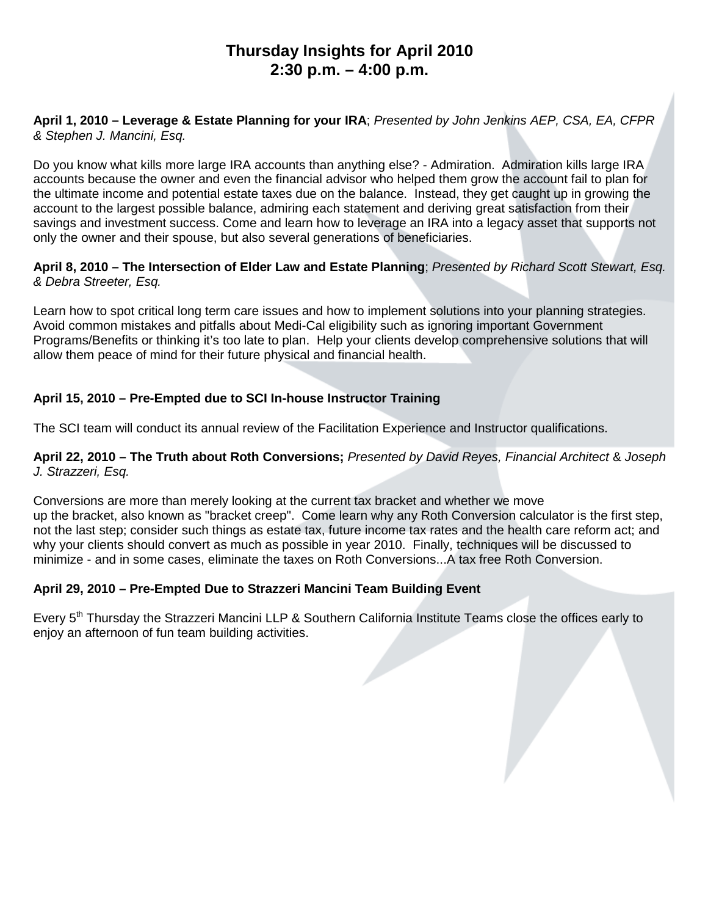# Thursday Insights for April 2010
# 2:30 p.m. – 4:00 p.m.

**April 1, 2010 – Leverage & Estate Planning for your IRA**; *Presented by John Jenkins AEP, CSA, EA, CFPR & Stephen J. Mancini, Esq.*

Do you know what kills more large IRA accounts than anything else? - Admiration. Admiration kills large IRA accounts because the owner and even the financial advisor who helped them grow the account fail to plan for the ultimate income and potential estate taxes due on the balance. Instead, they get caught up in growing the account to the largest possible balance, admiring each statement and deriving great satisfaction from their savings and investment success. Come and learn how to leverage an IRA into a legacy asset that supports not only the owner and their spouse, but also several generations of beneficiaries.

**April 8, 2010 – The Intersection of Elder Law and Estate Planning**; *Presented by Richard Scott Stewart, Esq. & Debra Streeter, Esq.*

Learn how to spot critical long term care issues and how to implement solutions into your planning strategies. Avoid common mistakes and pitfalls about Medi-Cal eligibility such as ignoring important Government Programs/Benefits or thinking it's too late to plan. Help your clients develop comprehensive solutions that will allow them peace of mind for their future physical and financial health.

**April 15, 2010 – Pre-Empted due to SCI In-house Instructor Training**

The SCI team will conduct its annual review of the Facilitation Experience and Instructor qualifications.

**April 22, 2010 – The Truth about Roth Conversions;** *Presented by David Reyes, Financial Architect & Joseph J. Strazzeri, Esq.*

Conversions are more than merely looking at the current tax bracket and whether we move up the bracket, also known as "bracket creep". Come learn why any Roth Conversion calculator is the first step, not the last step; consider such things as estate tax, future income tax rates and the health care reform act; and why your clients should convert as much as possible in year 2010. Finally, techniques will be discussed to minimize - and in some cases, eliminate the taxes on Roth Conversions...A tax free Roth Conversion.

**April 29, 2010 – Pre-Empted Due to Strazzeri Mancini Team Building Event**

Every 5th Thursday the Strazzeri Mancini LLP & Southern California Institute Teams close the offices early to enjoy an afternoon of fun team building activities.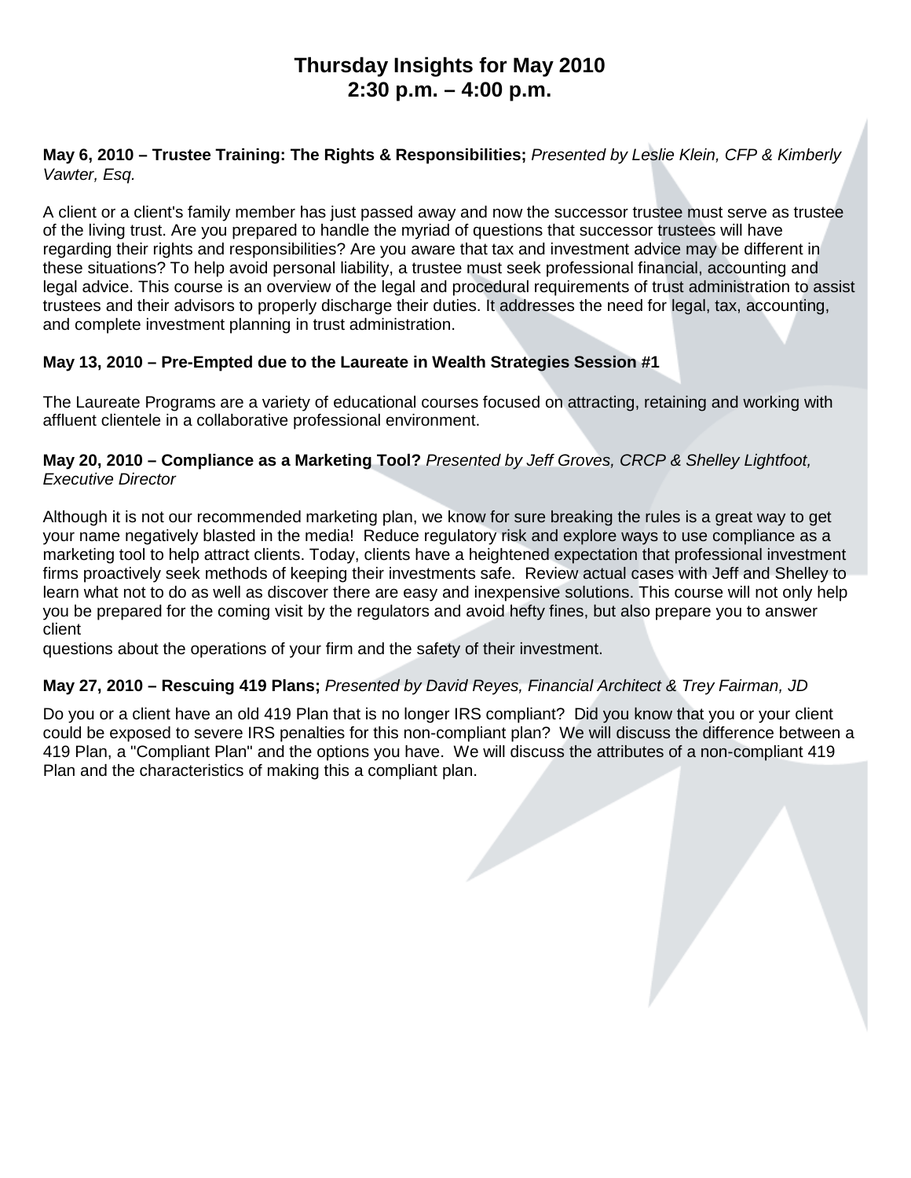# Thursday Insights for May 2010
## 2:30 p.m. – 4:00 p.m.

**May 6, 2010 – Trustee Training: The Rights & Responsibilities;** *Presented by Leslie Klein, CFP & Kimberly Vawter, Esq.*

A client or a client's family member has just passed away and now the successor trustee must serve as trustee of the living trust. Are you prepared to handle the myriad of questions that successor trustees will have regarding their rights and responsibilities? Are you aware that tax and investment advice may be different in these situations? To help avoid personal liability, a trustee must seek professional financial, accounting and legal advice. This course is an overview of the legal and procedural requirements of trust administration to assist trustees and their advisors to properly discharge their duties. It addresses the need for legal, tax, accounting, and complete investment planning in trust administration.

**May 13, 2010 – Pre-Empted due to the Laureate in Wealth Strategies Session #1**

The Laureate Programs are a variety of educational courses focused on attracting, retaining and working with affluent clientele in a collaborative professional environment.

**May 20, 2010 – Compliance as a Marketing Tool?** *Presented by Jeff Groves, CRCP & Shelley Lightfoot, Executive Director*

Although it is not our recommended marketing plan, we know for sure breaking the rules is a great way to get your name negatively blasted in the media! Reduce regulatory risk and explore ways to use compliance as a marketing tool to help attract clients. Today, clients have a heightened expectation that professional investment firms proactively seek methods of keeping their investments safe. Review actual cases with Jeff and Shelley to learn what not to do as well as discover there are easy and inexpensive solutions. This course will not only help you be prepared for the coming visit by the regulators and avoid hefty fines, but also prepare you to answer client questions about the operations of your firm and the safety of their investment.

**May 27, 2010 – Rescuing 419 Plans;** *Presented by David Reyes, Financial Architect & Trey Fairman, JD*

Do you or a client have an old 419 Plan that is no longer IRS compliant? Did you know that you or your client could be exposed to severe IRS penalties for this non-compliant plan? We will discuss the difference between a 419 Plan, a "Compliant Plan" and the options you have. We will discuss the attributes of a non-compliant 419 Plan and the characteristics of making this a compliant plan.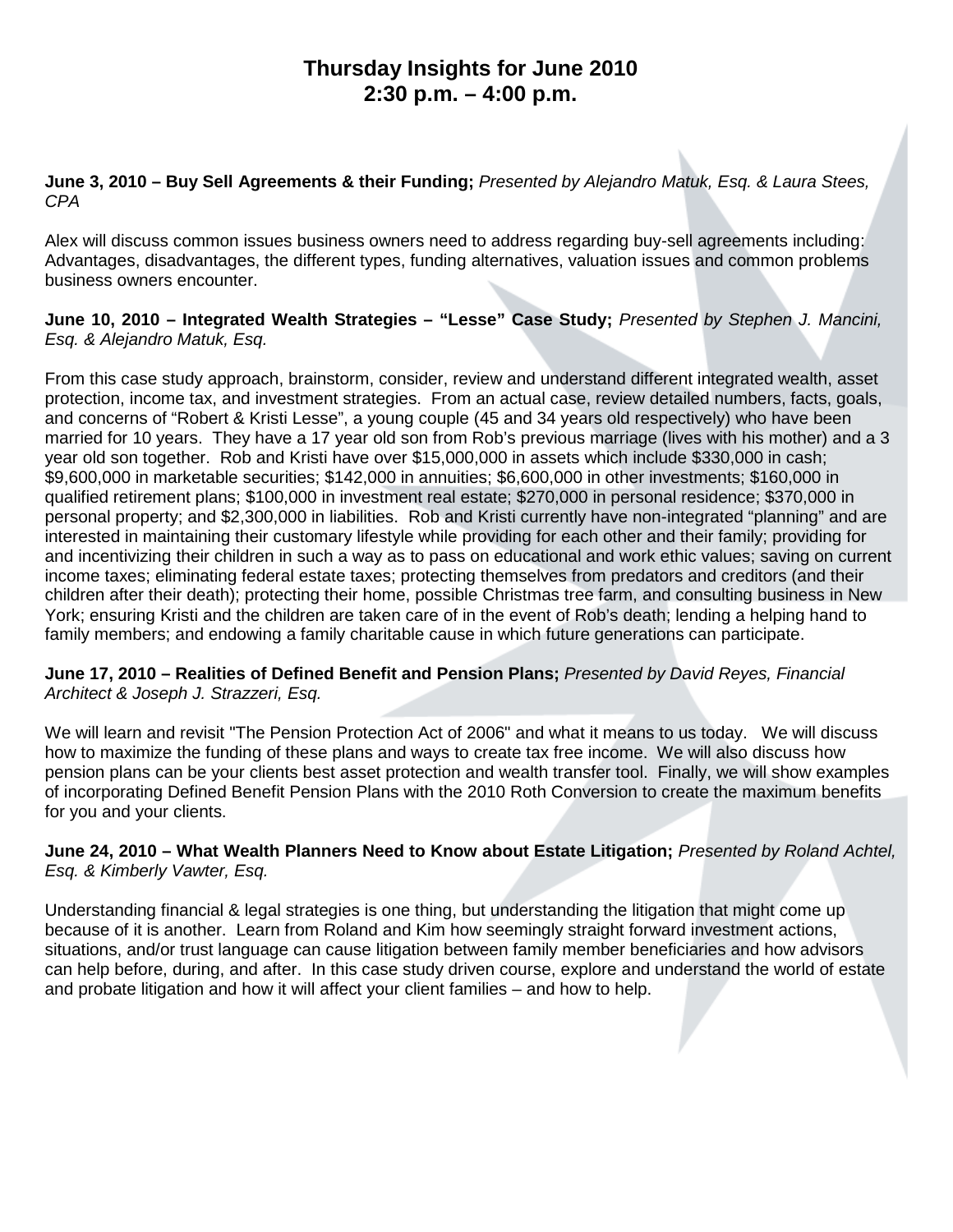# Thursday Insights for June 2010
# 2:30 p.m. – 4:00 p.m.

**June 3, 2010 – Buy Sell Agreements & their Funding;** *Presented by Alejandro Matuk, Esq. & Laura Stees, CPA*

Alex will discuss common issues business owners need to address regarding buy-sell agreements including: Advantages, disadvantages, the different types, funding alternatives, valuation issues and common problems business owners encounter.

**June 10, 2010 – Integrated Wealth Strategies – "Lesse" Case Study;** *Presented by Stephen J. Mancini, Esq. & Alejandro Matuk, Esq.*

From this case study approach, brainstorm, consider, review and understand different integrated wealth, asset protection, income tax, and investment strategies. From an actual case, review detailed numbers, facts, goals, and concerns of "Robert & Kristi Lesse", a young couple (45 and 34 years old respectively) who have been married for 10 years. They have a 17 year old son from Rob's previous marriage (lives with his mother) and a 3 year old son together. Rob and Kristi have over $15,000,000 in assets which include $330,000 in cash; $9,600,000 in marketable securities; $142,000 in annuities; $6,600,000 in other investments; $160,000 in qualified retirement plans; $100,000 in investment real estate; $270,000 in personal residence; $370,000 in personal property; and $2,300,000 in liabilities. Rob and Kristi currently have non-integrated "planning" and are interested in maintaining their customary lifestyle while providing for each other and their family; providing for and incentivizing their children in such a way as to pass on educational and work ethic values; saving on current income taxes; eliminating federal estate taxes; protecting themselves from predators and creditors (and their children after their death); protecting their home, possible Christmas tree farm, and consulting business in New York; ensuring Kristi and the children are taken care of in the event of Rob's death; lending a helping hand to family members; and endowing a family charitable cause in which future generations can participate.

**June 17, 2010 – Realities of Defined Benefit and Pension Plans;** *Presented by David Reyes, Financial Architect & Joseph J. Strazzeri, Esq.*

We will learn and revisit "The Pension Protection Act of 2006" and what it means to us today. We will discuss how to maximize the funding of these plans and ways to create tax free income. We will also discuss how pension plans can be your clients best asset protection and wealth transfer tool. Finally, we will show examples of incorporating Defined Benefit Pension Plans with the 2010 Roth Conversion to create the maximum benefits for you and your clients.

**June 24, 2010 – What Wealth Planners Need to Know about Estate Litigation;** *Presented by Roland Achtel, Esq. & Kimberly Vawter, Esq.*

Understanding financial & legal strategies is one thing, but understanding the litigation that might come up because of it is another. Learn from Roland and Kim how seemingly straight forward investment actions, situations, and/or trust language can cause litigation between family member beneficiaries and how advisors can help before, during, and after. In this case study driven course, explore and understand the world of estate and probate litigation and how it will affect your client families – and how to help.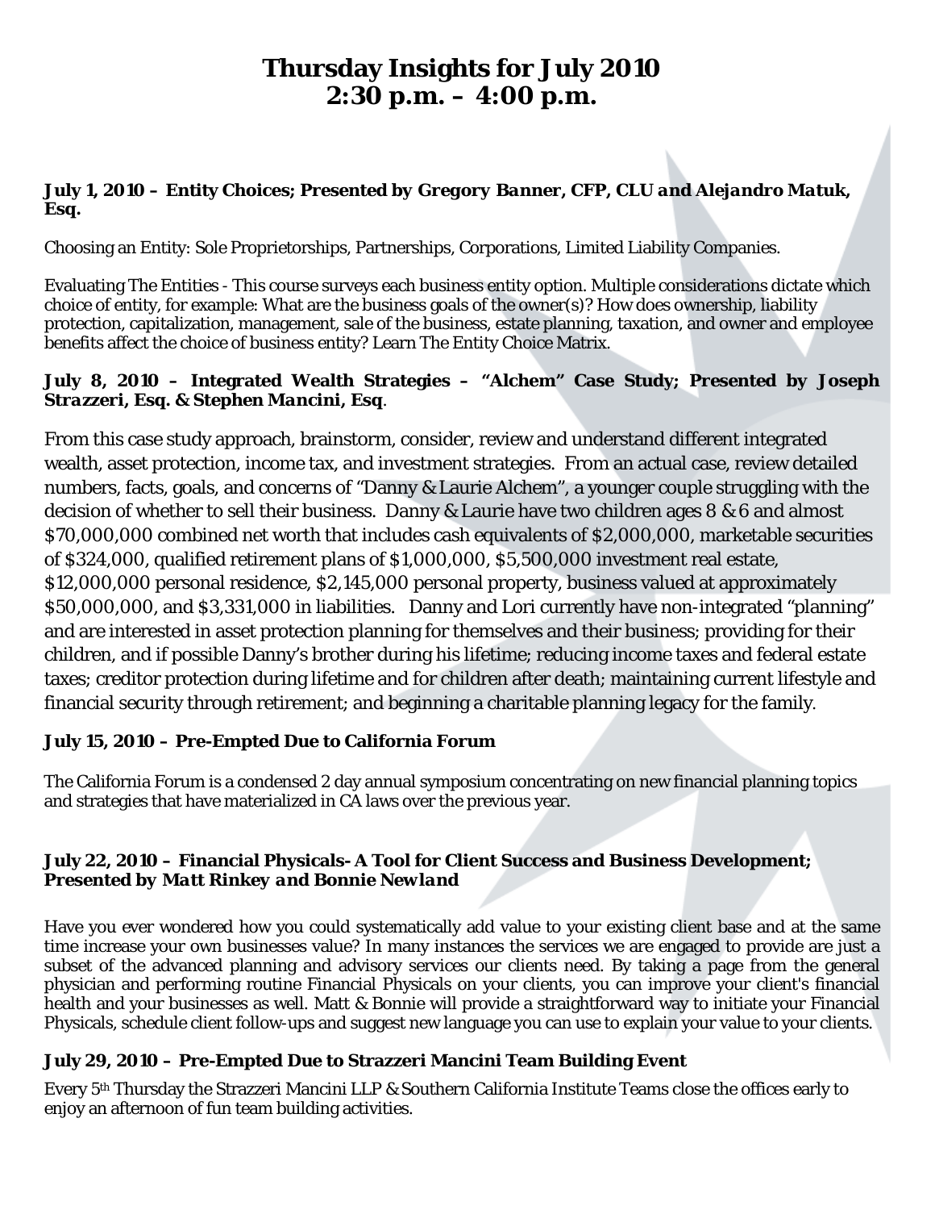# Thursday Insights for July 2010
# 2:30 p.m. – 4:00 p.m.

**July 1, 2010 – Entity Choices; Presented by *Gregory Banner, CFP, CLU and Alejandro Matuk, Esq.***

Choosing an Entity: Sole Proprietorships, Partnerships, Corporations, Limited Liability Companies.

Evaluating The Entities - This course surveys each business entity option. Multiple considerations dictate which choice of entity, for example: What are the business goals of the owner(s)? How does ownership, liability protection, capitalization, management, sale of the business, estate planning, taxation, and owner and employee benefits affect the choice of business entity? Learn The Entity Choice Matrix.

**July 8, 2010 – Integrated Wealth Strategies – "Alchem" Case Study; Presented by *Joseph Strazzeri, Esq. & Stephen Mancini, Esq*.**

From this case study approach, brainstorm, consider, review and understand different integrated wealth, asset protection, income tax, and investment strategies. From an actual case, review detailed numbers, facts, goals, and concerns of "Danny & Laurie Alchem", a younger couple struggling with the decision of whether to sell their business. Danny & Laurie have two children ages 8 & 6 and almost $70,000,000 combined net worth that includes cash equivalents of $2,000,000, marketable securities of $324,000, qualified retirement plans of $1,000,000, $5,500,000 investment real estate, $12,000,000 personal residence, $2,145,000 personal property, business valued at approximately $50,000,000, and $3,331,000 in liabilities. Danny and Lori currently have non-integrated "planning" and are interested in asset protection planning for themselves and their business; providing for their children, and if possible Danny's brother during his lifetime; reducing income taxes and federal estate taxes; creditor protection during lifetime and for children after death; maintaining current lifestyle and financial security through retirement; and beginning a charitable planning legacy for the family.

**July 15, 2010 – Pre-Empted Due to California Forum**

The California Forum is a condensed 2 day annual symposium concentrating on new financial planning topics and strategies that have materialized in CA laws over the previous year.

**July 22, 2010 – Financial Physicals- A Tool for Client Success and Business Development; Presented by *Matt Rinkey and Bonnie Newland***

Have you ever wondered how you could systematically add value to your existing client base and at the same time increase your own businesses value? In many instances the services we are engaged to provide are just a subset of the advanced planning and advisory services our clients need. By taking a page from the general physician and performing routine Financial Physicals on your clients, you can improve your client's financial health and your businesses as well. Matt & Bonnie will provide a straightforward way to initiate your Financial Physicals, schedule client follow-ups and suggest new language you can use to explain your value to your clients.

**July 29, 2010 – Pre-Empted Due to Strazzeri Mancini Team Building Event**

Every 5th Thursday the Strazzeri Mancini LLP & Southern California Institute Teams close the offices early to enjoy an afternoon of fun team building activities.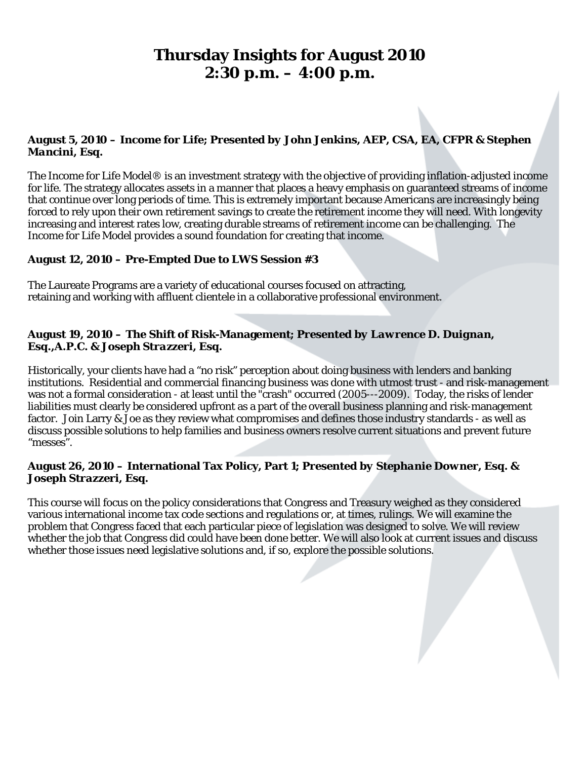# Thursday Insights for August 2010
# 2:30 p.m. – 4:00 p.m.

**August 5, 2010 – Income for Life; Presented by *John Jenkins, AEP, CSA, EA, CFPR & Stephen Mancini, Esq.***

The Income for Life Model® is an investment strategy with the objective of providing inflation-adjusted income for life. The strategy allocates assets in a manner that places a heavy emphasis on guaranteed streams of income that continue over long periods of time. This is extremely important because Americans are increasingly being forced to rely upon their own retirement savings to create the retirement income they will need. With longevity increasing and interest rates low, creating durable streams of retirement income can be challenging. The Income for Life Model provides a sound foundation for creating that income.

**August 12, 2010 – Pre-Empted Due to LWS Session #3**

The Laureate Programs are a variety of educational courses focused on attracting, retaining and working with affluent clientele in a collaborative professional environment.

**August 19, 2010 – The Shift of Risk-Management; Presented by *Lawrence D. Duignan, Esq.,A.P.C. & Joseph Strazzeri, Esq.***

Historically, your clients have had a "no risk" perception about doing business with lenders and banking institutions. Residential and commercial financing business was done with utmost trust - and risk-management was not a formal consideration - at least until the "crash" occurred (2005---2009). Today, the risks of lender liabilities must clearly be considered upfront as a part of the overall business planning and risk-management factor. Join Larry & Joe as they review what compromises and defines those industry standards - as well as discuss possible solutions to help families and business owners resolve current situations and prevent future "messes".

**August 26, 2010 – International Tax Policy, Part 1; Presented by *Stephanie Downer, Esq. & Joseph Strazzeri, Esq.***

This course will focus on the policy considerations that Congress and Treasury weighed as they considered various international income tax code sections and regulations or, at times, rulings. We will examine the problem that Congress faced that each particular piece of legislation was designed to solve. We will review whether the job that Congress did could have been done better. We will also look at current issues and discuss whether those issues need legislative solutions and, if so, explore the possible solutions.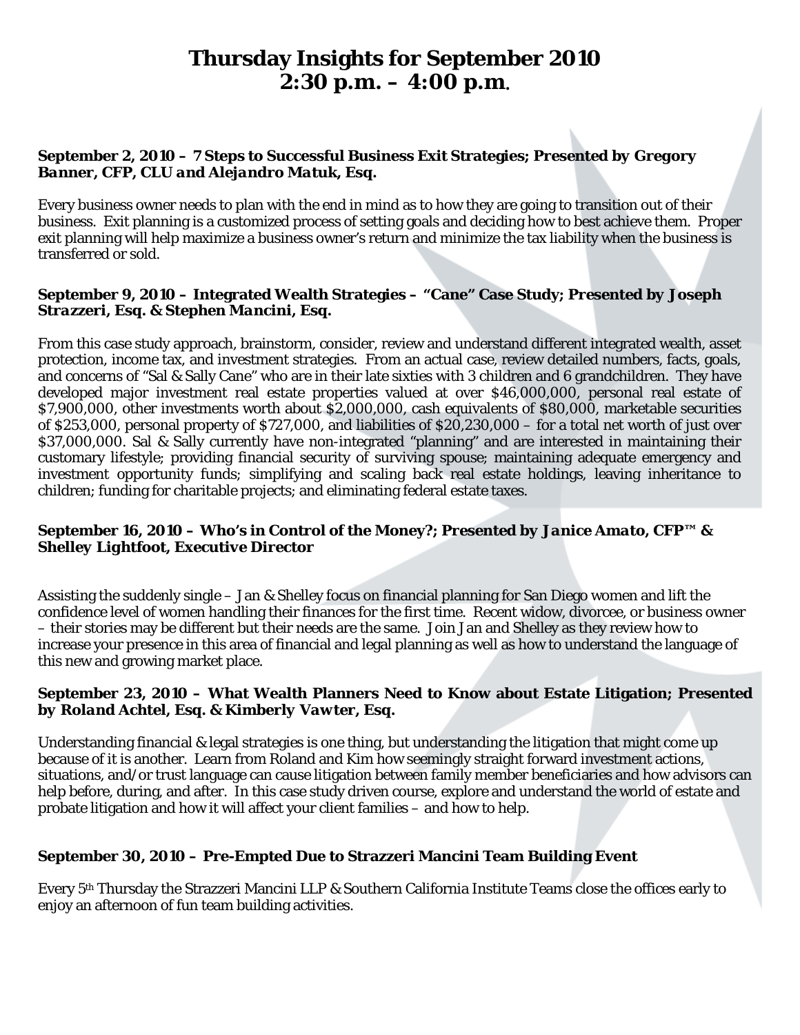# Thursday Insights for September 2010
# 2:30 p.m. – 4:00 p.m.

**September 2, 2010 – 7 Steps to Successful Business Exit Strategies; Presented by *Gregory Banner, CFP, CLU and Alejandro Matuk, Esq.***

Every business owner needs to plan with the end in mind as to how they are going to transition out of their business. Exit planning is a customized process of setting goals and deciding how to best achieve them. Proper exit planning will help maximize a business owner's return and minimize the tax liability when the business is transferred or sold.

**September 9, 2010 – Integrated Wealth Strategies – "Cane" Case Study; Presented by *Joseph Strazzeri, Esq. & Stephen Mancini, Esq.***

From this case study approach, brainstorm, consider, review and understand different integrated wealth, asset protection, income tax, and investment strategies. From an actual case, review detailed numbers, facts, goals, and concerns of "Sal & Sally Cane" who are in their late sixties with 3 children and 6 grandchildren. They have developed major investment real estate properties valued at over $46,000,000, personal real estate of $7,900,000, other investments worth about $2,000,000, cash equivalents of $80,000, marketable securities of $253,000, personal property of $727,000, and liabilities of $20,230,000 – for a total net worth of just over $37,000,000. Sal & Sally currently have non-integrated "planning" and are interested in maintaining their customary lifestyle; providing financial security of surviving spouse; maintaining adequate emergency and investment opportunity funds; simplifying and scaling back real estate holdings, leaving inheritance to children; funding for charitable projects; and eliminating federal estate taxes.

**September 16, 2010 – Who's in Control of the Money?; Presented by *Janice Amato, CFP™ & Shelley Lightfoot, Executive Director***

Assisting the suddenly single – Jan & Shelley focus on financial planning for San Diego women and lift the confidence level of women handling their finances for the first time. Recent widow, divorcee, or business owner – their stories may be different but their needs are the same. Join Jan and Shelley as they review how to increase your presence in this area of financial and legal planning as well as how to understand the language of this new and growing market place.

**September 23, 2010 – What Wealth Planners Need to Know about Estate Litigation; Presented by *Roland Achtel, Esq. & Kimberly Vawter, Esq.***

Understanding financial & legal strategies is one thing, but understanding the litigation that might come up because of it is another. Learn from Roland and Kim how seemingly straight forward investment actions, situations, and/or trust language can cause litigation between family member beneficiaries and how advisors can help before, during, and after. In this case study driven course, explore and understand the world of estate and probate litigation and how it will affect your client families – and how to help.

**September 30, 2010 – Pre-Empted Due to Strazzeri Mancini Team Building Event**

Every 5th Thursday the Strazzeri Mancini LLP & Southern California Institute Teams close the offices early to enjoy an afternoon of fun team building activities.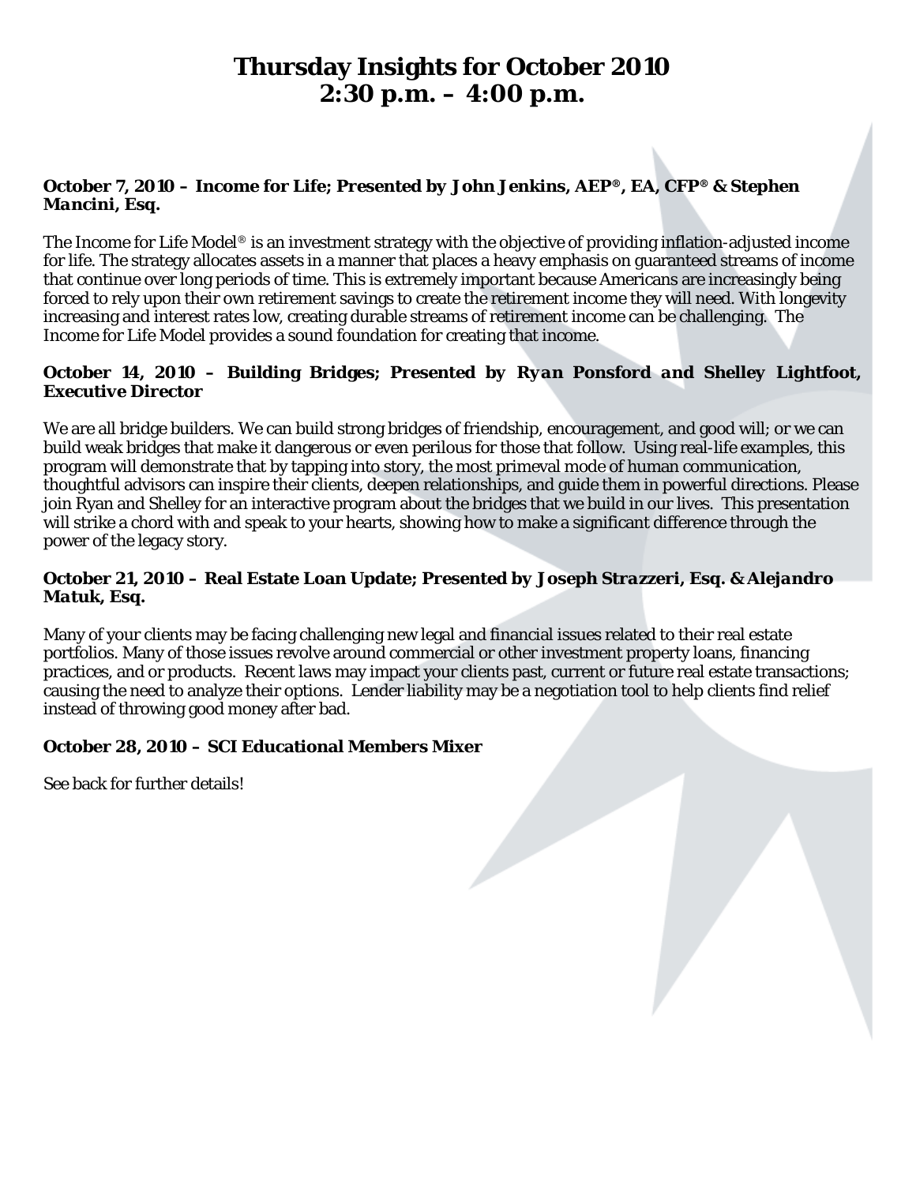# Thursday Insights for October 2010
# 2:30 p.m. – 4:00 p.m.

**October 7, 2010 – Income for Life; Presented by *John Jenkins, AEP®, EA, CFP® & Stephen Mancini, Esq.***

The Income for Life Model® is an investment strategy with the objective of providing inflation-adjusted income for life. The strategy allocates assets in a manner that places a heavy emphasis on guaranteed streams of income that continue over long periods of time. This is extremely important because Americans are increasingly being forced to rely upon their own retirement savings to create the retirement income they will need. With longevity increasing and interest rates low, creating durable streams of retirement income can be challenging. The Income for Life Model provides a sound foundation for creating that income.

**October 14, 2010 – Building Bridges; Presented by *Ryan Ponsford and Shelley Lightfoot,* Executive Director**

We are all bridge builders. We can build strong bridges of friendship, encouragement, and good will; or we can build weak bridges that make it dangerous or even perilous for those that follow. Using real-life examples, this program will demonstrate that by tapping into story, the most primeval mode of human communication, thoughtful advisors can inspire their clients, deepen relationships, and guide them in powerful directions. Please join Ryan and Shelley for an interactive program about the bridges that we build in our lives. This presentation will strike a chord with and speak to your hearts, showing how to make a significant difference through the power of the legacy story.

**October 21, 2010 – Real Estate Loan Update; Presented by *Joseph Strazzeri, Esq. & Alejandro Matuk, Esq.***

Many of your clients may be facing challenging new legal and financial issues related to their real estate portfolios. Many of those issues revolve around commercial or other investment property loans, financing practices, and or products. Recent laws may impact your clients past, current or future real estate transactions; causing the need to analyze their options. Lender liability may be a negotiation tool to help clients find relief instead of throwing good money after bad.

**October 28, 2010 – SCI Educational Members Mixer**

See back for further details!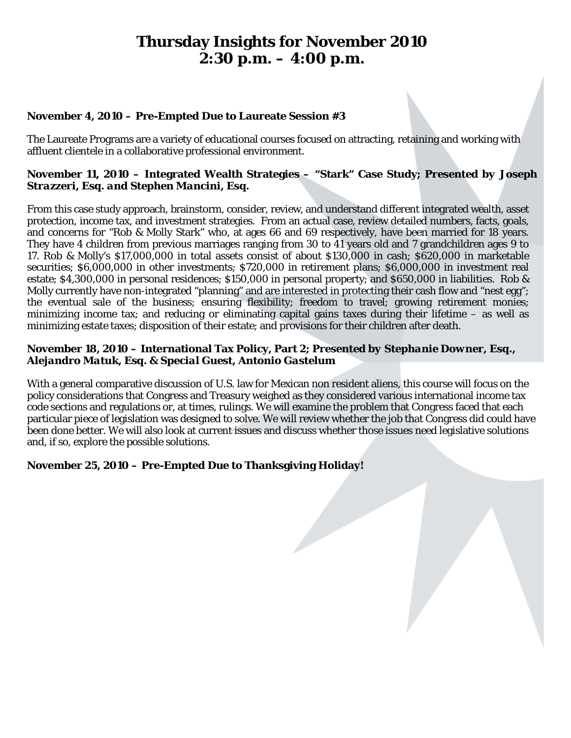# Thursday Insights for November 2010
# 2:30 p.m. – 4:00 p.m.

**November 4, 2010 – Pre-Empted Due to Laureate Session #3**

The Laureate Programs are a variety of educational courses focused on attracting, retaining and working with affluent clientele in a collaborative professional environment.

**November 11, 2010 – Integrated Wealth Strategies – "Stark" Case Study; Presented by *Joseph Strazzeri, Esq. and Stephen Mancini, Esq.***

From this case study approach, brainstorm, consider, review, and understand different integrated wealth, asset protection, income tax, and investment strategies. From an actual case, review detailed numbers, facts, goals, and concerns for "Rob & Molly Stark" who, at ages 66 and 69 respectively, have been married for 18 years. They have 4 children from previous marriages ranging from 30 to 41 years old and 7 grandchildren ages 9 to 17. Rob & Molly's $17,000,000 in total assets consist of about $130,000 in cash; $620,000 in marketable securities; $6,000,000 in other investments; $720,000 in retirement plans; $6,000,000 in investment real estate; $4,300,000 in personal residences; $150,000 in personal property; and $650,000 in liabilities. Rob & Molly currently have non-integrated "planning" and are interested in protecting their cash flow and "nest egg"; the eventual sale of the business; ensuring flexibility; freedom to travel; growing retirement monies; minimizing income tax; and reducing or eliminating capital gains taxes during their lifetime – as well as minimizing estate taxes; disposition of their estate; and provisions for their children after death.

**November 18, 2010 – International Tax Policy, Part 2; Presented by *Stephanie Downer, Esq., Alejandro Matuk, Esq. & Special Guest, Antonio Gastelum***

With a general comparative discussion of U.S. law for Mexican non resident aliens, this course will focus on the policy considerations that Congress and Treasury weighed as they considered various international income tax code sections and regulations or, at times, rulings. We will examine the problem that Congress faced that each particular piece of legislation was designed to solve. We will review whether the job that Congress did could have been done better. We will also look at current issues and discuss whether those issues need legislative solutions and, if so, explore the possible solutions.

**November 25, 2010 – Pre-Empted Due to Thanksgiving Holiday!**